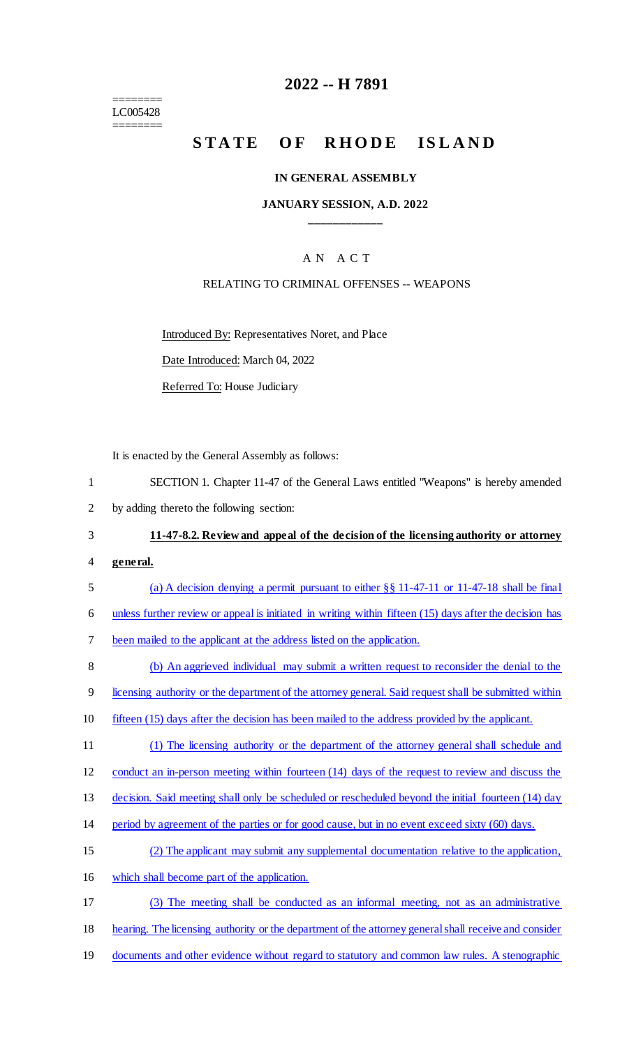========
LC005428
========

# 2022 -- H 7891

# STATE OF RHODE ISLAND

### IN GENERAL ASSEMBLY

### JANUARY SESSION, A.D. 2022

____________

A N A C T

RELATING TO CRIMINAL OFFENSES -- WEAPONS

Introduced By: Representatives Noret, and Place

Date Introduced: March 04, 2022

Referred To: House Judiciary

It is enacted by the General Assembly as follows:

1 SECTION 1. Chapter 11-47 of the General Laws entitled "Weapons" is hereby amended
2 by adding thereto the following section:

3 **11-47-8.2. Review and appeal of the decision of the licensing authority or attorney**
4 **general.**

5 (a) A decision denying a permit pursuant to either §§ 11-47-11 or 11-47-18 shall be final
6 unless further review or appeal is initiated in writing within fifteen (15) days after the decision has
7 been mailed to the applicant at the address listed on the application.

8 (b) An aggrieved individual may submit a written request to reconsider the denial to the
9 licensing authority or the department of the attorney general. Said request shall be submitted within
10 fifteen (15) days after the decision has been mailed to the address provided by the applicant.

11 (1) The licensing authority or the department of the attorney general shall schedule and
12 conduct an in-person meeting within fourteen (14) days of the request to review and discuss the
13 decision. Said meeting shall only be scheduled or rescheduled beyond the initial fourteen (14) day
14 period by agreement of the parties or for good cause, but in no event exceed sixty (60) days.

15 (2) The applicant may submit any supplemental documentation relative to the application,
16 which shall become part of the application.

17 (3) The meeting shall be conducted as an informal meeting, not as an administrative
18 hearing. The licensing authority or the department of the attorney general shall receive and consider
19 documents and other evidence without regard to statutory and common law rules. A stenographic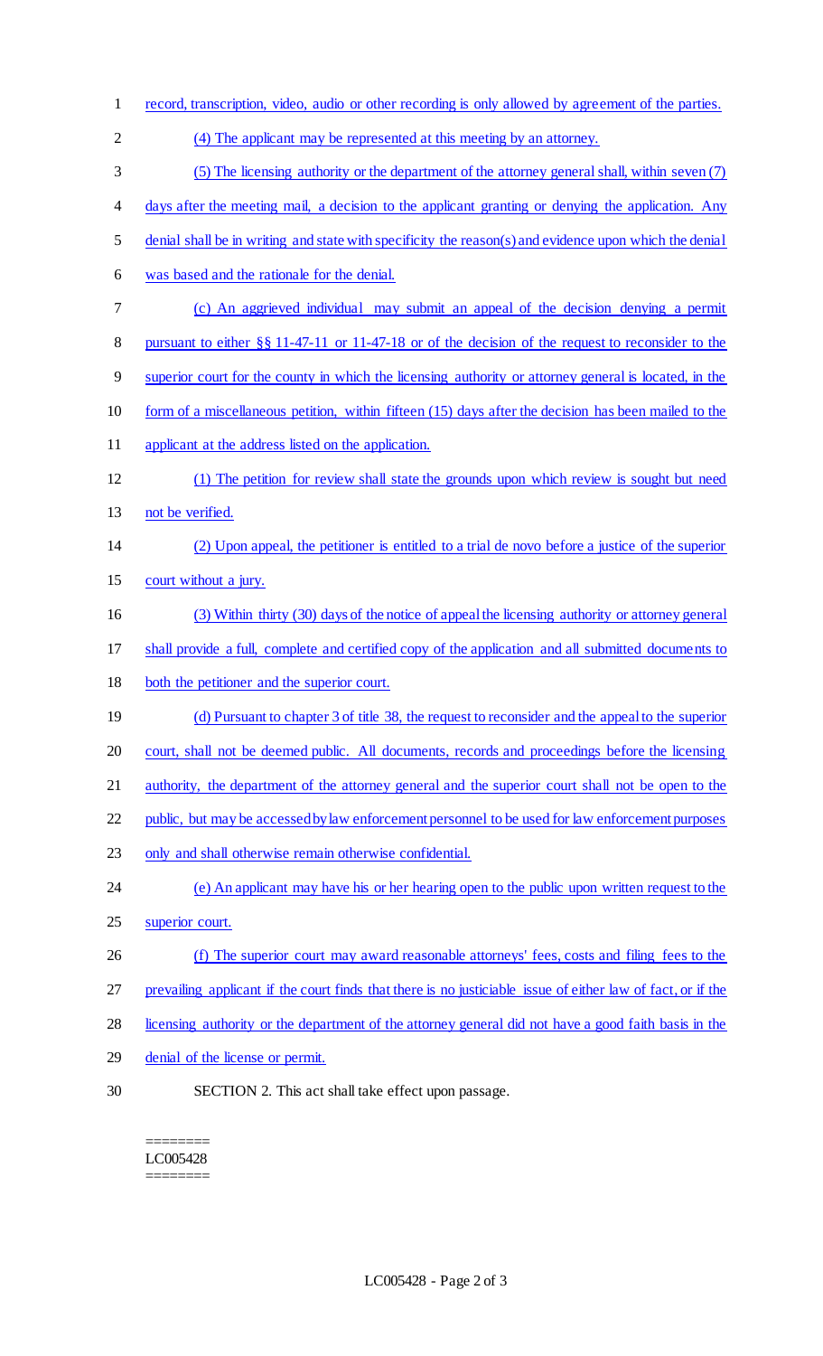record, transcription, video, audio or other recording is only allowed by agreement of the parties.

(4) The applicant may be represented at this meeting by an attorney.

(5) The licensing authority or the department of the attorney general shall, within seven (7) days after the meeting mail, a decision to the applicant granting or denying the application. Any denial shall be in writing and state with specificity the reason(s) and evidence upon which the denial was based and the rationale for the denial.

(c) An aggrieved individual may submit an appeal of the decision denying a permit pursuant to either §§ 11-47-11 or 11-47-18 or of the decision of the request to reconsider to the superior court for the county in which the licensing authority or attorney general is located, in the form of a miscellaneous petition, within fifteen (15) days after the decision has been mailed to the applicant at the address listed on the application.

(1) The petition for review shall state the grounds upon which review is sought but need not be verified.

(2) Upon appeal, the petitioner is entitled to a trial de novo before a justice of the superior court without a jury.

(3) Within thirty (30) days of the notice of appeal the licensing authority or attorney general shall provide a full, complete and certified copy of the application and all submitted documents to both the petitioner and the superior court.

(d) Pursuant to chapter 3 of title 38, the request to reconsider and the appeal to the superior court, shall not be deemed public. All documents, records and proceedings before the licensing authority, the department of the attorney general and the superior court shall not be open to the public, but may be accessed by law enforcement personnel to be used for law enforcement purposes only and shall otherwise remain otherwise confidential.

(e) An applicant may have his or her hearing open to the public upon written request to the superior court.

(f) The superior court may award reasonable attorneys' fees, costs and filing fees to the prevailing applicant if the court finds that there is no justiciable issue of either law of fact, or if the licensing authority or the department of the attorney general did not have a good faith basis in the denial of the license or permit.

SECTION 2. This act shall take effect upon passage.

========
LC005428
========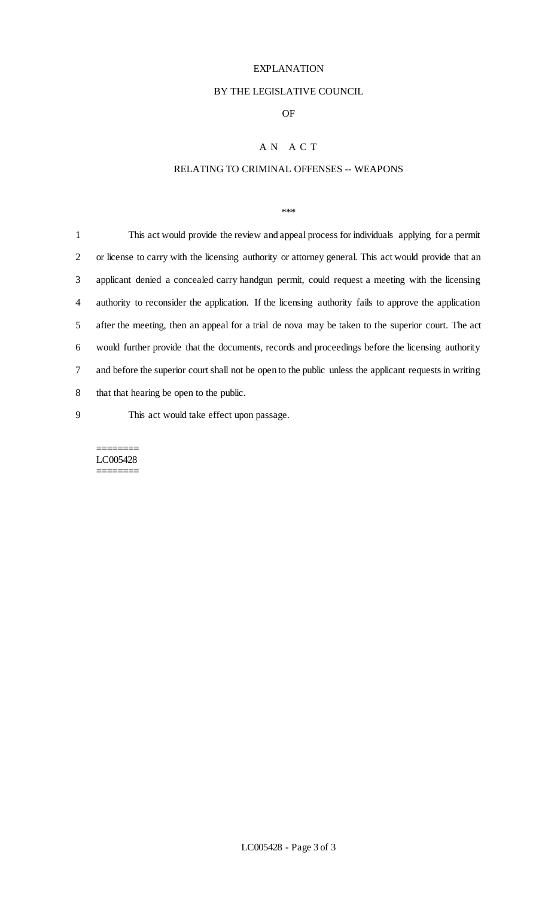EXPLANATION

BY THE LEGISLATIVE COUNCIL

OF

A N A C T

RELATING TO CRIMINAL OFFENSES -- WEAPONS

\*\*\*

This act would provide the review and appeal process for individuals applying for a permit or license to carry with the licensing authority or attorney general. This act would provide that an applicant denied a concealed carry handgun permit, could request a meeting with the licensing authority to reconsider the application. If the licensing authority fails to approve the application after the meeting, then an appeal for a trial de nova may be taken to the superior court. The act would further provide that the documents, records and proceedings before the licensing authority and before the superior court shall not be open to the public unless the applicant requests in writing that that hearing be open to the public.

This act would take effect upon passage.

========
LC005428
========